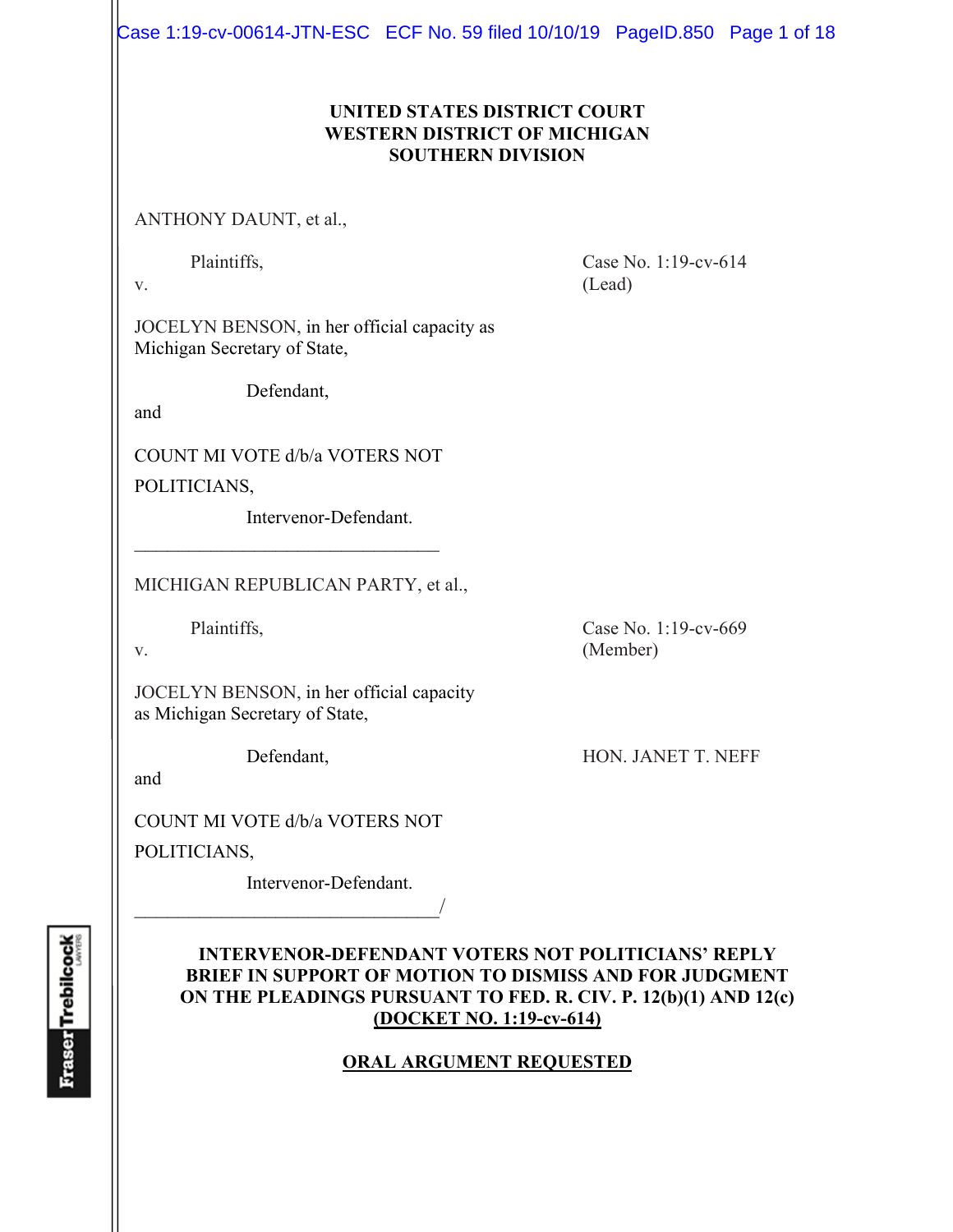**UNITED STATES DISTRICT COURT**
**WESTERN DISTRICT OF MICHIGAN**
**SOUTHERN DIVISION**

ANTHONY DAUNT, et al.,

Plaintiffs,

v.

Case No. 1:19-cv-614
(Lead)

JOCELYN BENSON, in her official capacity as Michigan Secretary of State,

Defendant,

and

COUNT MI VOTE d/b/a VOTERS NOT POLITICIANS,

Intervenor-Defendant.

_________________________________

MICHIGAN REPUBLICAN PARTY, et al.,

Plaintiffs,

v.

Case No. 1:19-cv-669
(Member)

JOCELYN BENSON, in her official capacity as Michigan Secretary of State,

Defendant,

HON. JANET T. NEFF

and

COUNT MI VOTE d/b/a VOTERS NOT POLITICIANS,

Intervenor-Defendant.

_________________________________/

**INTERVENOR-DEFENDANT VOTERS NOT POLITICIANS' REPLY BRIEF IN SUPPORT OF MOTION TO DISMISS AND FOR JUDGMENT ON THE PLEADINGS PURSUANT TO FED. R. CIV. P. 12(b)(1) AND 12(c)**
**(DOCKET NO. 1:19-cv-614)**

**ORAL ARGUMENT REQUESTED**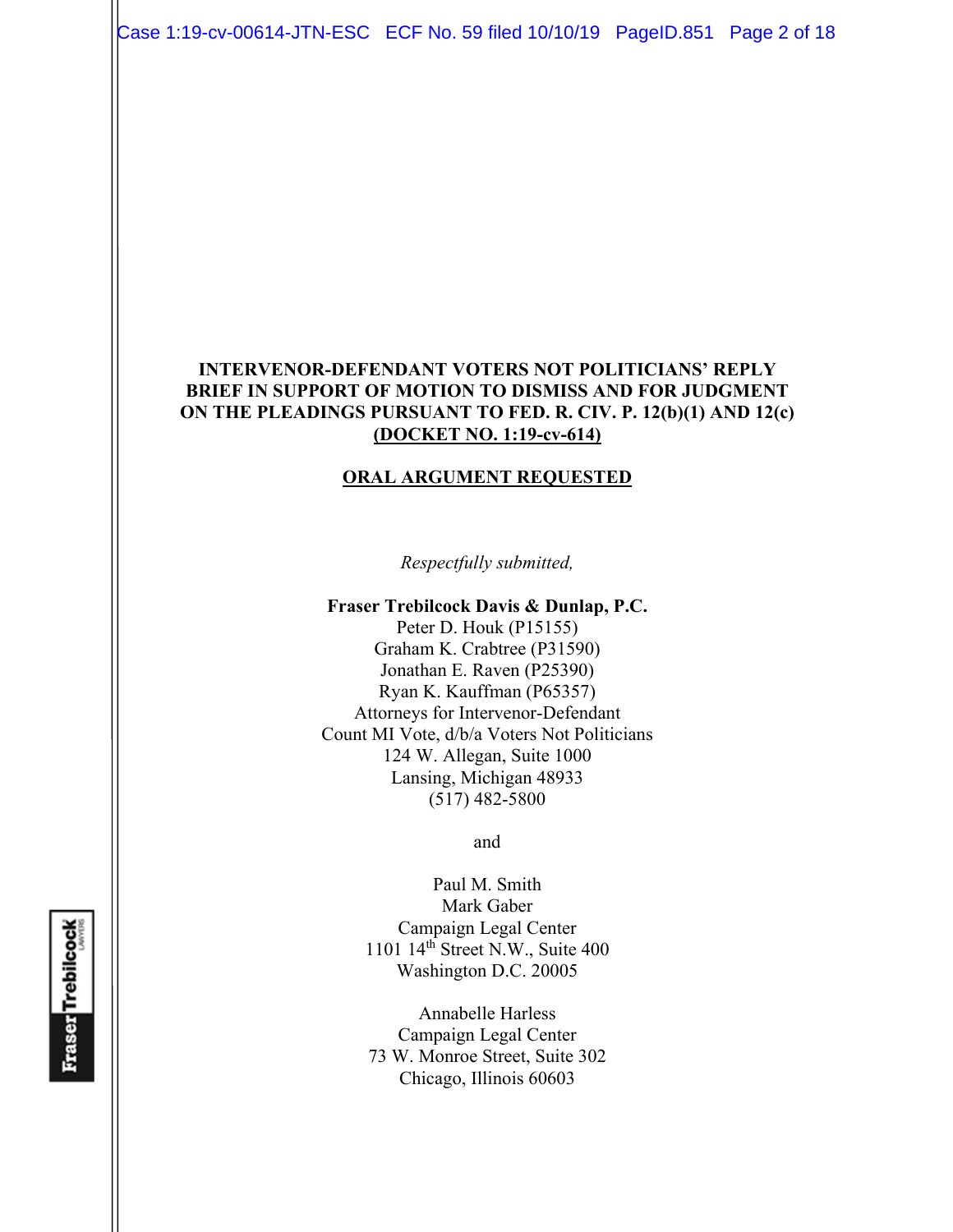**INTERVENOR-DEFENDANT VOTERS NOT POLITICIANS' REPLY BRIEF IN SUPPORT OF MOTION TO DISMISS AND FOR JUDGMENT ON THE PLEADINGS PURSUANT TO FED. R. CIV. P. 12(b)(1) AND 12(c)**
**(DOCKET NO. 1:19-cv-614)**

**ORAL ARGUMENT REQUESTED**

*Respectfully submitted,*

**Fraser Trebilcock Davis & Dunlap, P.C.**
Peter D. Houk (P15155)
Graham K. Crabtree (P31590)
Jonathan E. Raven (P25390)
Ryan K. Kauffman (P65357)
Attorneys for Intervenor-Defendant
Count MI Vote, d/b/a Voters Not Politicians
124 W. Allegan, Suite 1000
Lansing, Michigan 48933
(517) 482-5800

and

Paul M. Smith
Mark Gaber
Campaign Legal Center
1101 14th Street N.W., Suite 400
Washington D.C. 20005

Annabelle Harless
Campaign Legal Center
73 W. Monroe Street, Suite 302
Chicago, Illinois 60603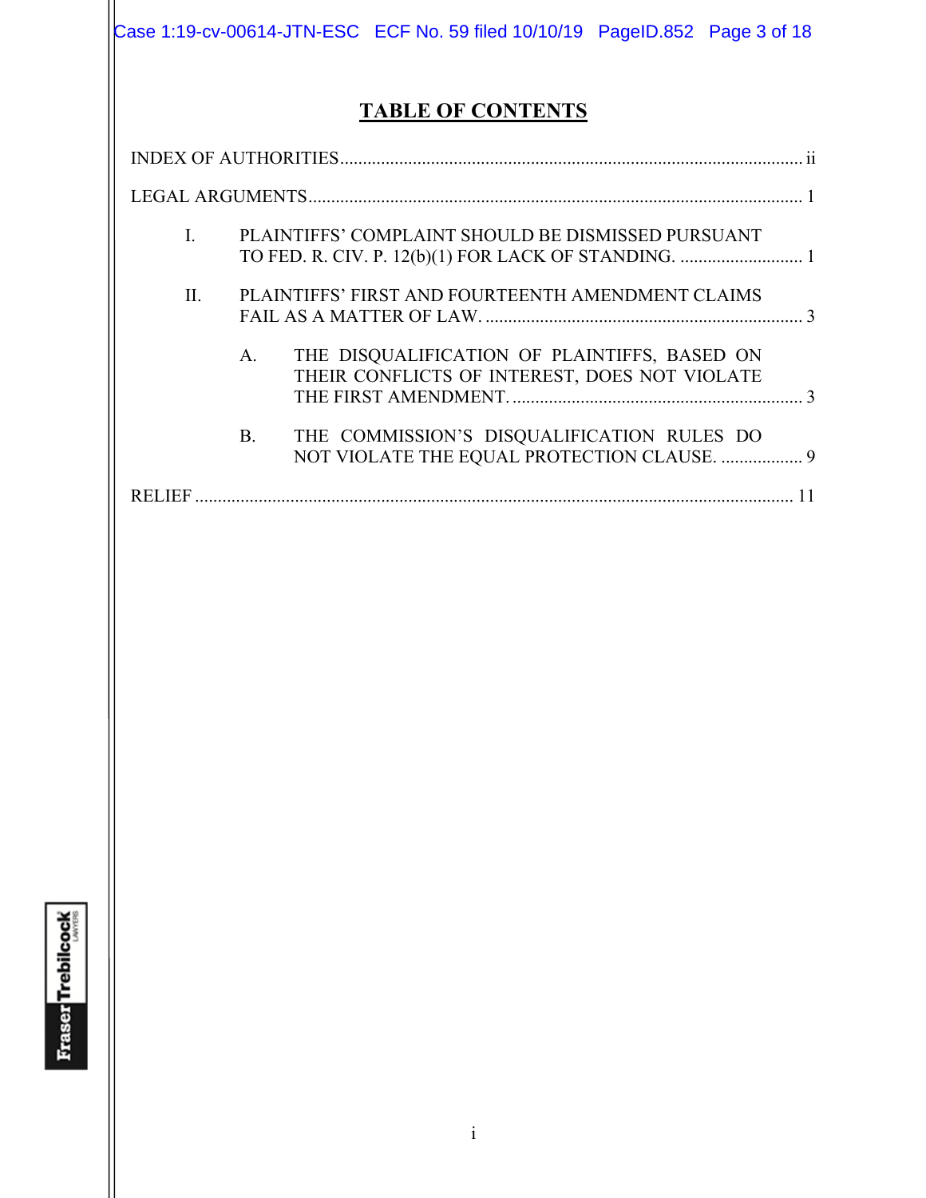# TABLE OF CONTENTS

INDEX OF AUTHORITIES ........................................................................................................ ii

LEGAL ARGUMENTS ............................................................................................................ 1

I. PLAINTIFFS' COMPLAINT SHOULD BE DISMISSED PURSUANT TO FED. R. CIV. P. 12(b)(1) FOR LACK OF STANDING. ........................... 1

II. PLAINTIFFS' FIRST AND FOURTEENTH AMENDMENT CLAIMS FAIL AS A MATTER OF LAW. ...................................................................... 3

A. THE DISQUALIFICATION OF PLAINTIFFS, BASED ON THEIR CONFLICTS OF INTEREST, DOES NOT VIOLATE THE FIRST AMENDMENT. ................................................................. 3

B. THE COMMISSION'S DISQUALIFICATION RULES DO NOT VIOLATE THE EQUAL PROTECTION CLAUSE. .................. 9

RELIEF .................................................................................................................................... 11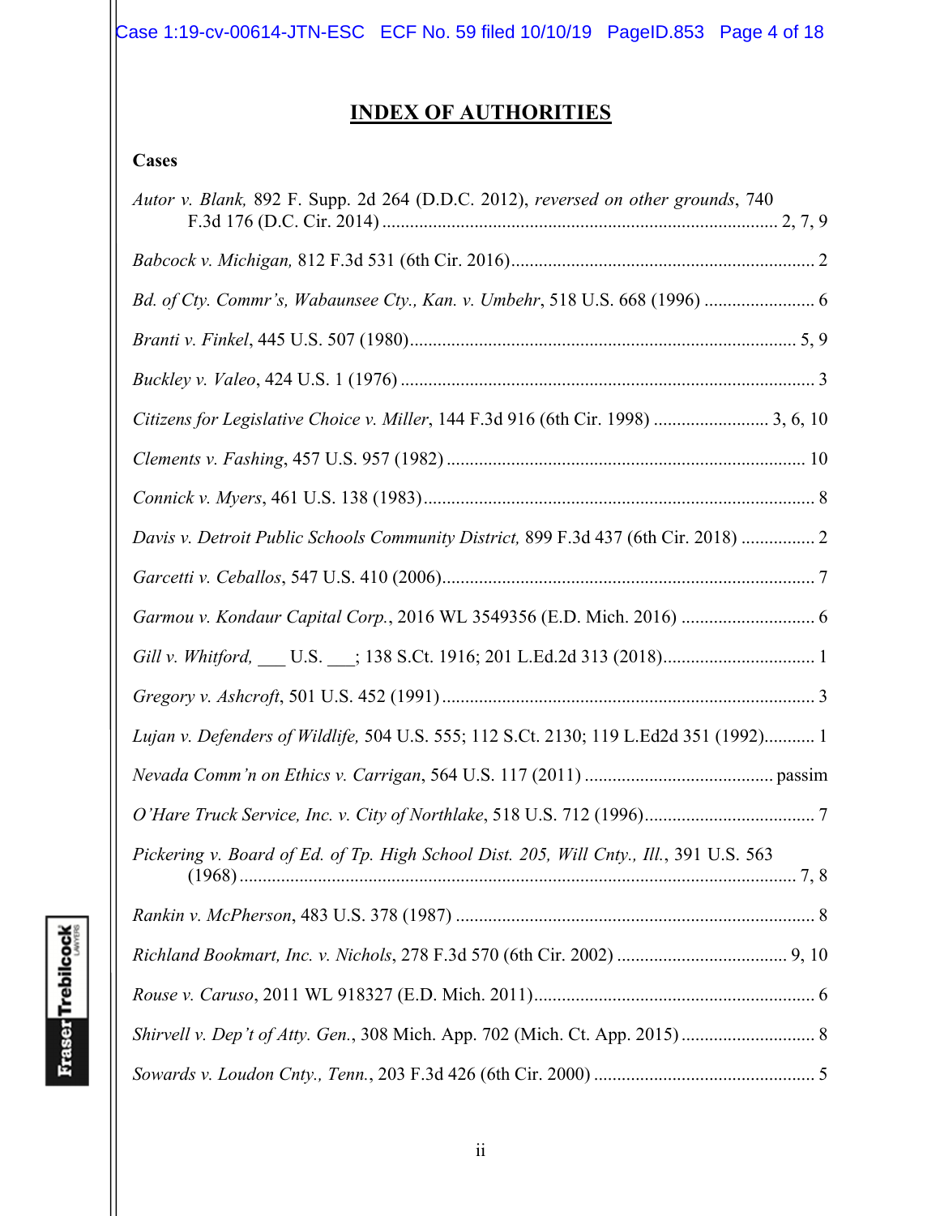# INDEX OF AUTHORITIES

**Cases**

*Autor v. Blank,* 892 F. Supp. 2d 264 (D.D.C. 2012), *reversed on other grounds*, 740 F.3d 176 (D.C. Cir. 2014) ...................................................................................... 2, 7, 9

*Babcock v. Michigan,* 812 F.3d 531 (6th Cir. 2016).................................................................. 2

*Bd. of Cty. Commr's, Wabaunsee Cty., Kan. v. Umbehr*, 518 U.S. 668 (1996) ........................ 6

*Branti v. Finkel*, 445 U.S. 507 (1980).................................................................................... 5, 9

*Buckley v. Valeo*, 424 U.S. 1 (1976) .......................................................................................... 3

*Citizens for Legislative Choice v. Miller*, 144 F.3d 916 (6th Cir. 1998) ......................... 3, 6, 10

*Clements v. Fashing*, 457 U.S. 957 (1982) ............................................................................. 10

*Connick v. Myers*, 461 U.S. 138 (1983)..................................................................................... 8

*Davis v. Detroit Public Schools Community District,* 899 F.3d 437 (6th Cir. 2018) ................ 2

*Garcetti v. Ceballos*, 547 U.S. 410 (2006)................................................................................. 7

*Garmou v. Kondaur Capital Corp.*, 2016 WL 3549356 (E.D. Mich. 2016) ............................. 6

*Gill v. Whitford,* ___ U.S. ___; 138 S.Ct. 1916; 201 L.Ed.2d 313 (2018)................................. 1

*Gregory v. Ashcroft*, 501 U.S. 452 (1991) ................................................................................. 3

*Lujan v. Defenders of Wildlife,* 504 U.S. 555; 112 S.Ct. 2130; 119 L.Ed2d 351 (1992)........... 1

*Nevada Comm'n on Ethics v. Carrigan*, 564 U.S. 117 (2011) ......................................... passim

*O'Hare Truck Service, Inc. v. City of Northlake*, 518 U.S. 712 (1996)..................................... 7

*Pickering v. Board of Ed. of Tp. High School Dist. 205, Will Cnty., Ill.*, 391 U.S. 563 (1968) ........................................................................................................................ 7, 8

*Rankin v. McPherson*, 483 U.S. 378 (1987) .............................................................................. 8

*Richland Bookmart, Inc. v. Nichols*, 278 F.3d 570 (6th Cir. 2002) ..................................... 9, 10

*Rouse v. Caruso*, 2011 WL 918327 (E.D. Mich. 2011)............................................................. 6

*Shirvell v. Dep't of Atty. Gen.*, 308 Mich. App. 702 (Mich. Ct. App. 2015) ............................. 8

*Sowards v. Loudon Cnty., Tenn.*, 203 F.3d 426 (6th Cir. 2000) ................................................ 5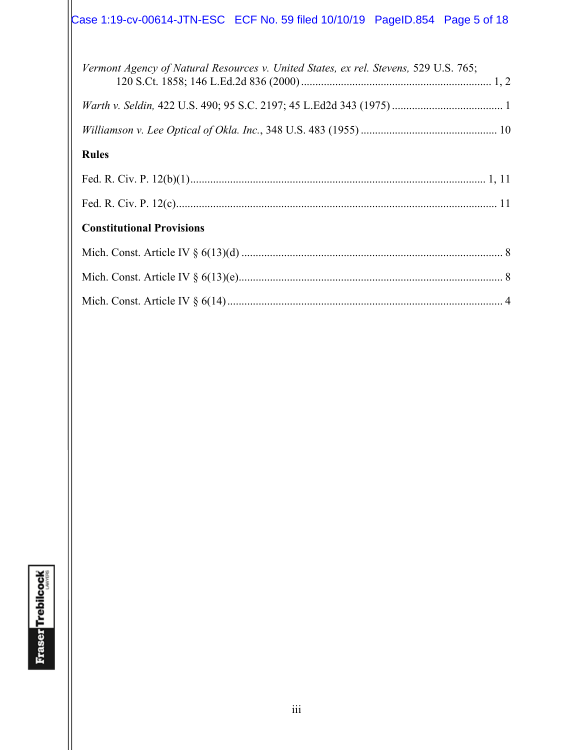*Vermont Agency of Natural Resources v. United States, ex rel. Stevens,* 529 U.S. 765; 120 S.Ct. 1858; 146 L.Ed.2d 836 (2000) .................................................................. 1, 2

*Warth v. Seldin,* 422 U.S. 490; 95 S.C. 2197; 45 L.Ed2d 343 (1975) ....................................... 1

*Williamson v. Lee Optical of Okla. Inc.*, 348 U.S. 483 (1955) ................................................ 10

**Rules**

Fed. R. Civ. P. 12(b)(1)........................................................................................................ 1, 11

Fed. R. Civ. P. 12(c)................................................................................................................. 11

**Constitutional Provisions**

Mich. Const. Article IV § 6(13)(d) ............................................................................................ 8

Mich. Const. Article IV § 6(13)(e).............................................................................................. 8

Mich. Const. Article IV § 6(14) ................................................................................................. 4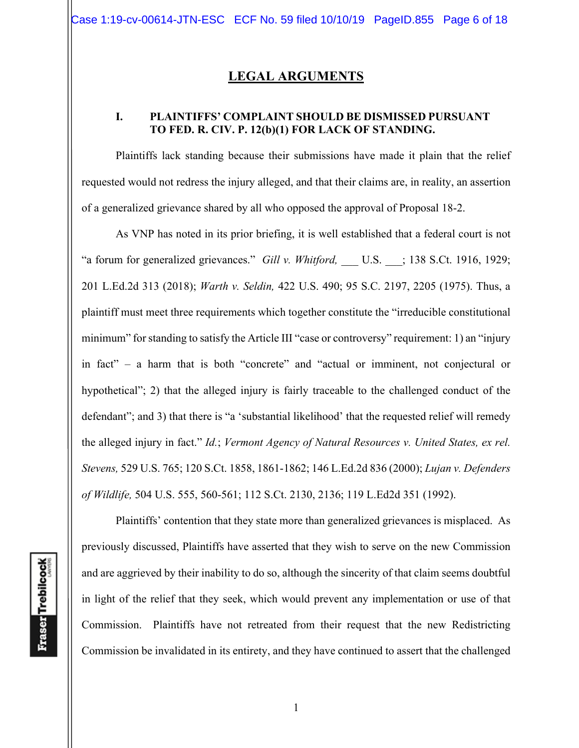# LEGAL ARGUMENTS

## I. PLAINTIFFS' COMPLAINT SHOULD BE DISMISSED PURSUANT TO FED. R. CIV. P. 12(b)(1) FOR LACK OF STANDING.

Plaintiffs lack standing because their submissions have made it plain that the relief requested would not redress the injury alleged, and that their claims are, in reality, an assertion of a generalized grievance shared by all who opposed the approval of Proposal 18-2.

As VNP has noted in its prior briefing, it is well established that a federal court is not "a forum for generalized grievances." *Gill v. Whitford,* ___ U.S. ___; 138 S.Ct. 1916, 1929; 201 L.Ed.2d 313 (2018); *Warth v. Seldin,* 422 U.S. 490; 95 S.C. 2197, 2205 (1975). Thus, a plaintiff must meet three requirements which together constitute the "irreducible constitutional minimum" for standing to satisfy the Article III "case or controversy" requirement: 1) an "injury in fact" – a harm that is both "concrete" and "actual or imminent, not conjectural or hypothetical"; 2) that the alleged injury is fairly traceable to the challenged conduct of the defendant"; and 3) that there is "a 'substantial likelihood' that the requested relief will remedy the alleged injury in fact." *Id.*; *Vermont Agency of Natural Resources v. United States, ex rel. Stevens,* 529 U.S. 765; 120 S.Ct. 1858, 1861-1862; 146 L.Ed.2d 836 (2000); *Lujan v. Defenders of Wildlife,* 504 U.S. 555, 560-561; 112 S.Ct. 2130, 2136; 119 L.Ed2d 351 (1992).

Plaintiffs' contention that they state more than generalized grievances is misplaced. As previously discussed, Plaintiffs have asserted that they wish to serve on the new Commission and are aggrieved by their inability to do so, although the sincerity of that claim seems doubtful in light of the relief that they seek, which would prevent any implementation or use of that Commission. Plaintiffs have not retreated from their request that the new Redistricting Commission be invalidated in its entirety, and they have continued to assert that the challenged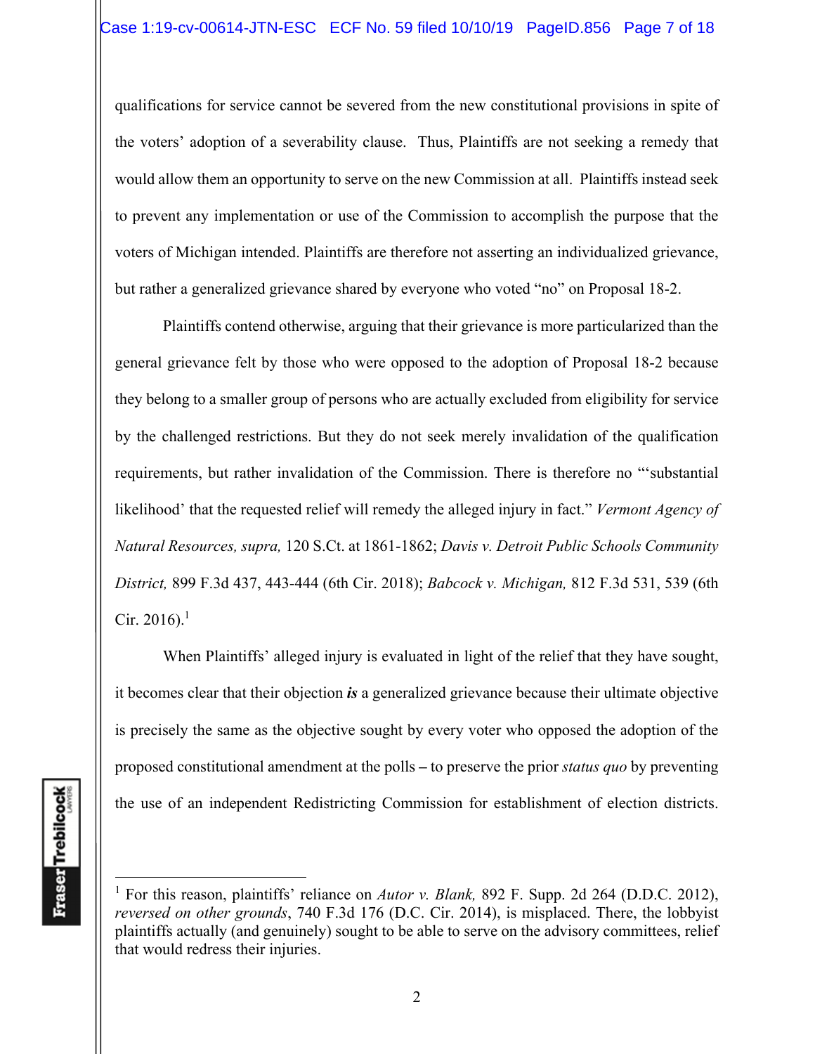qualifications for service cannot be severed from the new constitutional provisions in spite of the voters' adoption of a severability clause. Thus, Plaintiffs are not seeking a remedy that would allow them an opportunity to serve on the new Commission at all. Plaintiffs instead seek to prevent any implementation or use of the Commission to accomplish the purpose that the voters of Michigan intended. Plaintiffs are therefore not asserting an individualized grievance, but rather a generalized grievance shared by everyone who voted "no" on Proposal 18-2.

Plaintiffs contend otherwise, arguing that their grievance is more particularized than the general grievance felt by those who were opposed to the adoption of Proposal 18-2 because they belong to a smaller group of persons who are actually excluded from eligibility for service by the challenged restrictions. But they do not seek merely invalidation of the qualification requirements, but rather invalidation of the Commission. There is therefore no "'substantial likelihood' that the requested relief will remedy the alleged injury in fact." *Vermont Agency of Natural Resources, supra,* 120 S.Ct. at 1861-1862; *Davis v. Detroit Public Schools Community District,* 899 F.3d 437, 443-444 (6th Cir. 2018); *Babcock v. Michigan,* 812 F.3d 531, 539 (6th Cir. 2016).[1]

When Plaintiffs' alleged injury is evaluated in light of the relief that they have sought, it becomes clear that their objection ***is*** a generalized grievance because their ultimate objective is precisely the same as the objective sought by every voter who opposed the adoption of the proposed constitutional amendment at the polls – to preserve the prior *status quo* by preventing the use of an independent Redistricting Commission for establishment of election districts.

---

[1] For this reason, plaintiffs' reliance on *Autor v. Blank,* 892 F. Supp. 2d 264 (D.D.C. 2012), *reversed on other grounds*, 740 F.3d 176 (D.C. Cir. 2014), is misplaced. There, the lobbyist plaintiffs actually (and genuinely) sought to be able to serve on the advisory committees, relief that would redress their injuries.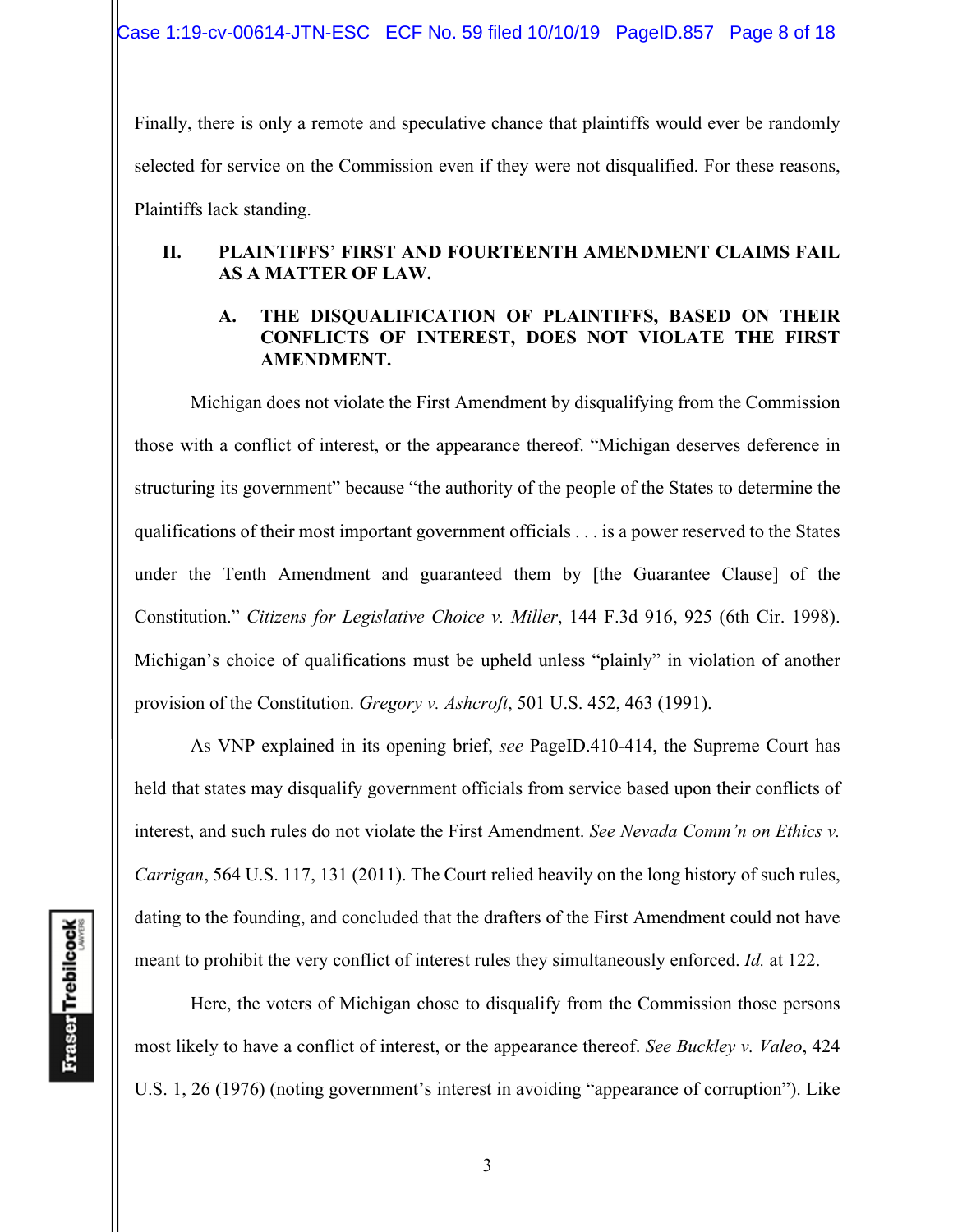Finally, there is only a remote and speculative chance that plaintiffs would ever be randomly selected for service on the Commission even if they were not disqualified. For these reasons, Plaintiffs lack standing.

## II. PLAINTIFFS' FIRST AND FOURTEENTH AMENDMENT CLAIMS FAIL AS A MATTER OF LAW.

### A. THE DISQUALIFICATION OF PLAINTIFFS, BASED ON THEIR CONFLICTS OF INTEREST, DOES NOT VIOLATE THE FIRST AMENDMENT.

Michigan does not violate the First Amendment by disqualifying from the Commission those with a conflict of interest, or the appearance thereof. "Michigan deserves deference in structuring its government" because "the authority of the people of the States to determine the qualifications of their most important government officials . . . is a power reserved to the States under the Tenth Amendment and guaranteed them by [the Guarantee Clause] of the Constitution." *Citizens for Legislative Choice v. Miller*, 144 F.3d 916, 925 (6th Cir. 1998). Michigan's choice of qualifications must be upheld unless "plainly" in violation of another provision of the Constitution. *Gregory v. Ashcroft*, 501 U.S. 452, 463 (1991).

As VNP explained in its opening brief, *see* PageID.410-414, the Supreme Court has held that states may disqualify government officials from service based upon their conflicts of interest, and such rules do not violate the First Amendment. *See Nevada Comm'n on Ethics v. Carrigan*, 564 U.S. 117, 131 (2011). The Court relied heavily on the long history of such rules, dating to the founding, and concluded that the drafters of the First Amendment could not have meant to prohibit the very conflict of interest rules they simultaneously enforced. *Id.* at 122.

Here, the voters of Michigan chose to disqualify from the Commission those persons most likely to have a conflict of interest, or the appearance thereof. *See Buckley v. Valeo*, 424 U.S. 1, 26 (1976) (noting government's interest in avoiding "appearance of corruption"). Like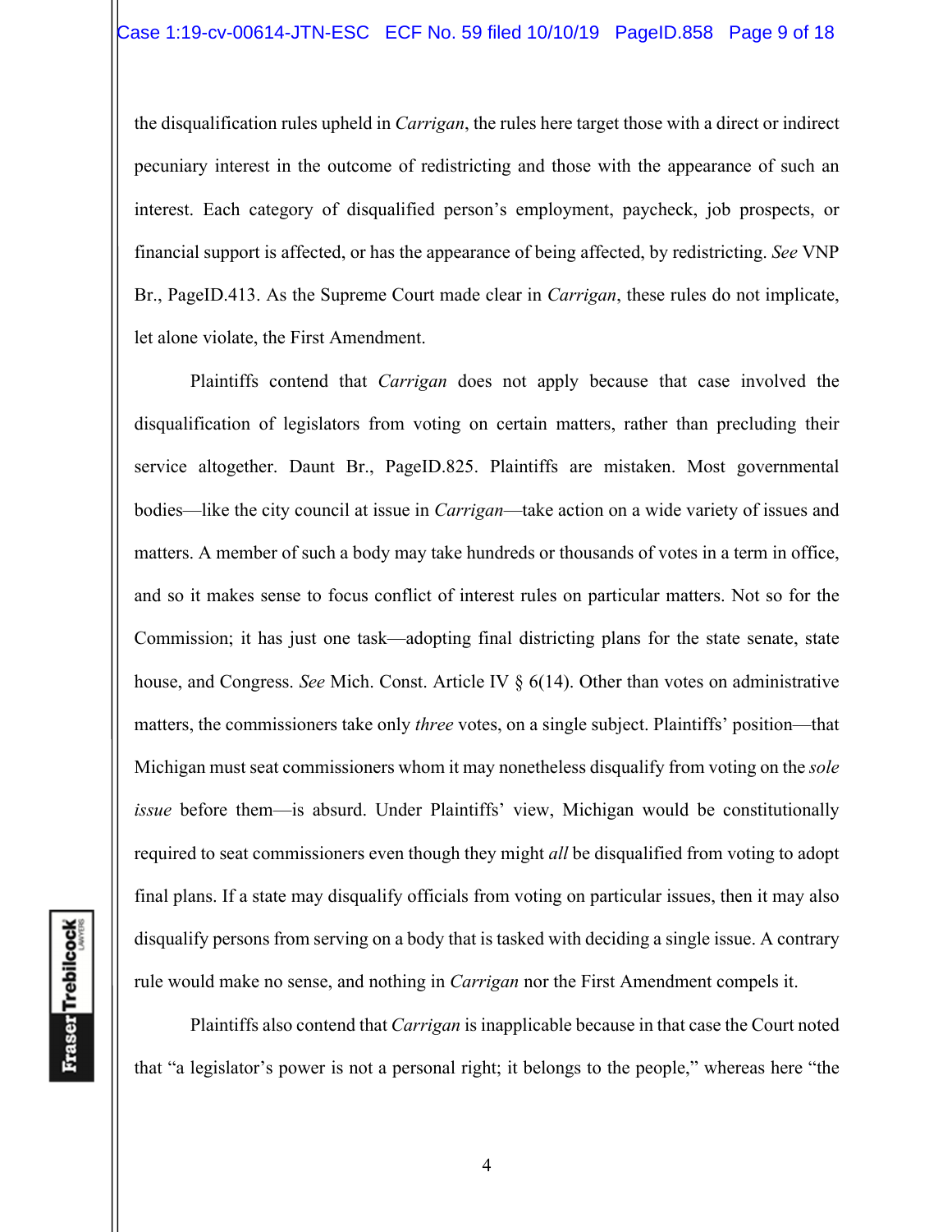the disqualification rules upheld in *Carrigan*, the rules here target those with a direct or indirect pecuniary interest in the outcome of redistricting and those with the appearance of such an interest. Each category of disqualified person's employment, paycheck, job prospects, or financial support is affected, or has the appearance of being affected, by redistricting. *See* VNP Br., PageID.413. As the Supreme Court made clear in *Carrigan*, these rules do not implicate, let alone violate, the First Amendment.

Plaintiffs contend that *Carrigan* does not apply because that case involved the disqualification of legislators from voting on certain matters, rather than precluding their service altogether. Daunt Br., PageID.825. Plaintiffs are mistaken. Most governmental bodies—like the city council at issue in *Carrigan*—take action on a wide variety of issues and matters. A member of such a body may take hundreds or thousands of votes in a term in office, and so it makes sense to focus conflict of interest rules on particular matters. Not so for the Commission; it has just one task—adopting final districting plans for the state senate, state house, and Congress. *See* Mich. Const. Article IV § 6(14). Other than votes on administrative matters, the commissioners take only *three* votes, on a single subject. Plaintiffs' position—that Michigan must seat commissioners whom it may nonetheless disqualify from voting on the *sole issue* before them—is absurd. Under Plaintiffs' view, Michigan would be constitutionally required to seat commissioners even though they might *all* be disqualified from voting to adopt final plans. If a state may disqualify officials from voting on particular issues, then it may also disqualify persons from serving on a body that is tasked with deciding a single issue. A contrary rule would make no sense, and nothing in *Carrigan* nor the First Amendment compels it.

Plaintiffs also contend that *Carrigan* is inapplicable because in that case the Court noted that "a legislator's power is not a personal right; it belongs to the people," whereas here "the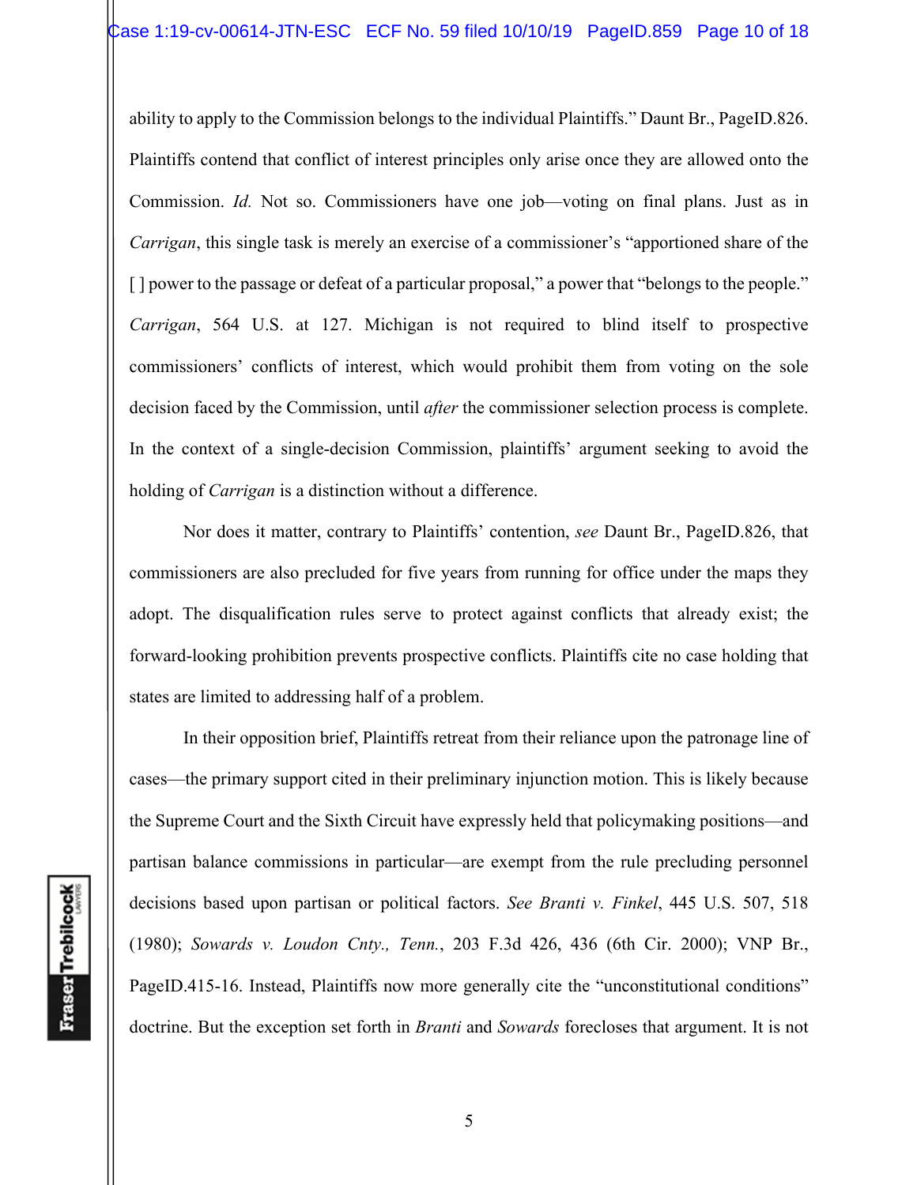ability to apply to the Commission belongs to the individual Plaintiffs." Daunt Br., PageID.826. Plaintiffs contend that conflict of interest principles only arise once they are allowed onto the Commission. *Id.* Not so. Commissioners have one job—voting on final plans. Just as in *Carrigan*, this single task is merely an exercise of a commissioner's "apportioned share of the [ ] power to the passage or defeat of a particular proposal," a power that "belongs to the people." *Carrigan*, 564 U.S. at 127. Michigan is not required to blind itself to prospective commissioners' conflicts of interest, which would prohibit them from voting on the sole decision faced by the Commission, until *after* the commissioner selection process is complete. In the context of a single-decision Commission, plaintiffs' argument seeking to avoid the holding of *Carrigan* is a distinction without a difference.

Nor does it matter, contrary to Plaintiffs' contention, *see* Daunt Br., PageID.826, that commissioners are also precluded for five years from running for office under the maps they adopt. The disqualification rules serve to protect against conflicts that already exist; the forward-looking prohibition prevents prospective conflicts. Plaintiffs cite no case holding that states are limited to addressing half of a problem.

In their opposition brief, Plaintiffs retreat from their reliance upon the patronage line of cases—the primary support cited in their preliminary injunction motion. This is likely because the Supreme Court and the Sixth Circuit have expressly held that policymaking positions—and partisan balance commissions in particular—are exempt from the rule precluding personnel decisions based upon partisan or political factors. *See Branti v. Finkel*, 445 U.S. 507, 518 (1980); *Sowards v. Loudon Cnty., Tenn.*, 203 F.3d 426, 436 (6th Cir. 2000); VNP Br., PageID.415-16. Instead, Plaintiffs now more generally cite the "unconstitutional conditions" doctrine. But the exception set forth in *Branti* and *Sowards* forecloses that argument. It is not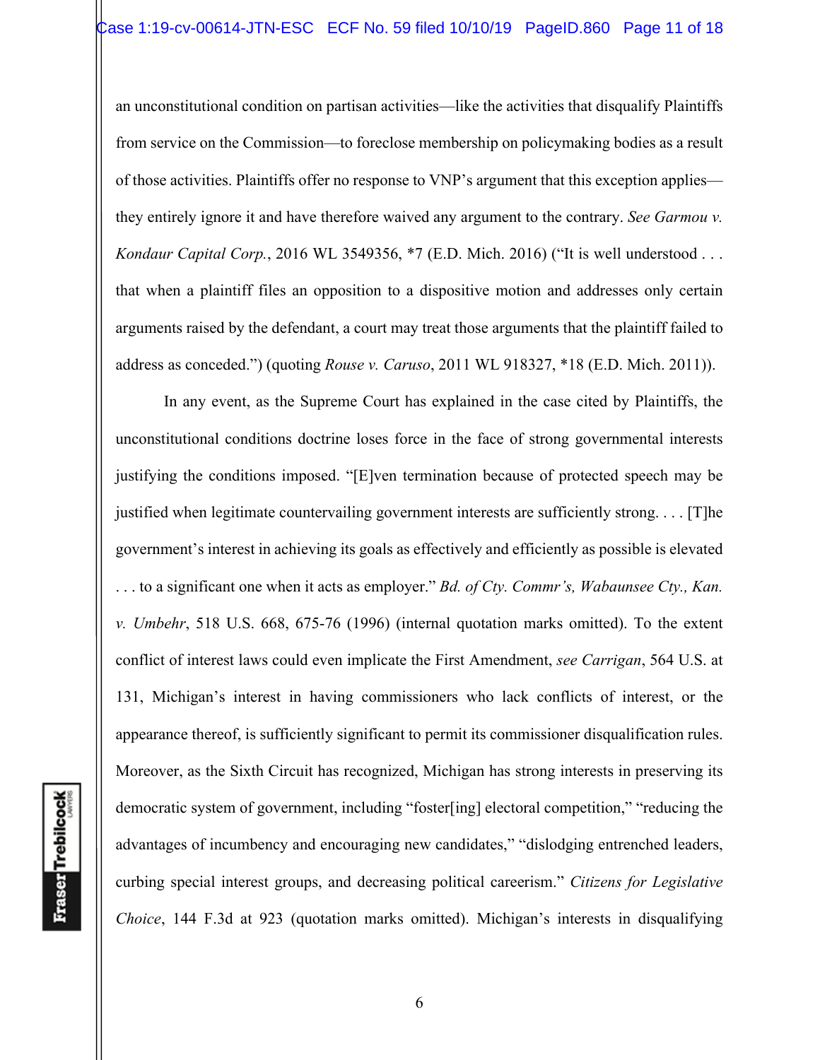an unconstitutional condition on partisan activities—like the activities that disqualify Plaintiffs from service on the Commission—to foreclose membership on policymaking bodies as a result of those activities. Plaintiffs offer no response to VNP's argument that this exception applies—they entirely ignore it and have therefore waived any argument to the contrary. *See Garmou v. Kondaur Capital Corp.*, 2016 WL 3549356, *7 (E.D. Mich. 2016) ("It is well understood . . . that when a plaintiff files an opposition to a dispositive motion and addresses only certain arguments raised by the defendant, a court may treat those arguments that the plaintiff failed to address as conceded.") (quoting *Rouse v. Caruso*, 2011 WL 918327, *18 (E.D. Mich. 2011)).

In any event, as the Supreme Court has explained in the case cited by Plaintiffs, the unconstitutional conditions doctrine loses force in the face of strong governmental interests justifying the conditions imposed. "[E]ven termination because of protected speech may be justified when legitimate countervailing government interests are sufficiently strong. . . . [T]he government's interest in achieving its goals as effectively and efficiently as possible is elevated . . . to a significant one when it acts as employer." *Bd. of Cty. Commr's, Wabaunsee Cty., Kan. v. Umbehr*, 518 U.S. 668, 675-76 (1996) (internal quotation marks omitted). To the extent conflict of interest laws could even implicate the First Amendment, *see Carrigan*, 564 U.S. at 131, Michigan's interest in having commissioners who lack conflicts of interest, or the appearance thereof, is sufficiently significant to permit its commissioner disqualification rules. Moreover, as the Sixth Circuit has recognized, Michigan has strong interests in preserving its democratic system of government, including "foster[ing] electoral competition," "reducing the advantages of incumbency and encouraging new candidates," "dislodging entrenched leaders, curbing special interest groups, and decreasing political careerism." *Citizens for Legislative Choice*, 144 F.3d at 923 (quotation marks omitted). Michigan's interests in disqualifying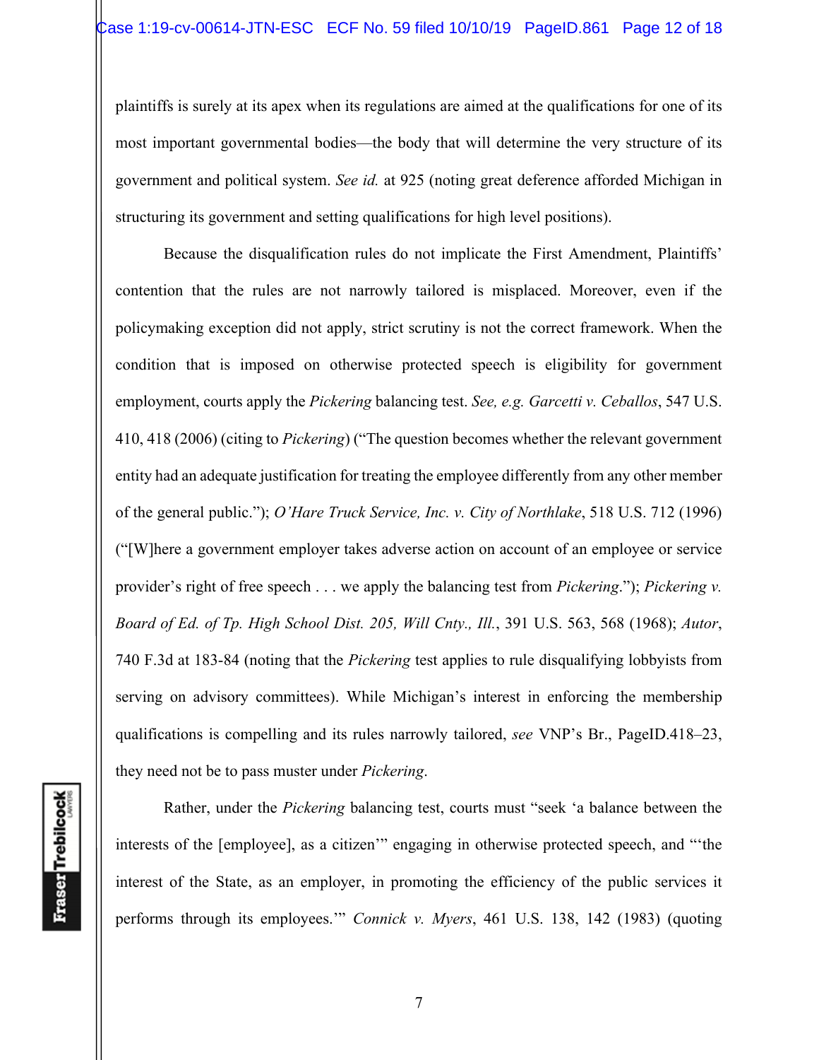plaintiffs is surely at its apex when its regulations are aimed at the qualifications for one of its most important governmental bodies—the body that will determine the very structure of its government and political system. *See id.* at 925 (noting great deference afforded Michigan in structuring its government and setting qualifications for high level positions).

Because the disqualification rules do not implicate the First Amendment, Plaintiffs' contention that the rules are not narrowly tailored is misplaced. Moreover, even if the policymaking exception did not apply, strict scrutiny is not the correct framework. When the condition that is imposed on otherwise protected speech is eligibility for government employment, courts apply the *Pickering* balancing test. *See, e.g. Garcetti v. Ceballos*, 547 U.S. 410, 418 (2006) (citing to *Pickering*) ("The question becomes whether the relevant government entity had an adequate justification for treating the employee differently from any other member of the general public."); *O'Hare Truck Service, Inc. v. City of Northlake*, 518 U.S. 712 (1996) ("[W]here a government employer takes adverse action on account of an employee or service provider's right of free speech . . . we apply the balancing test from *Pickering*."); *Pickering v. Board of Ed. of Tp. High School Dist. 205, Will Cnty., Ill.*, 391 U.S. 563, 568 (1968); *Autor*, 740 F.3d at 183-84 (noting that the *Pickering* test applies to rule disqualifying lobbyists from serving on advisory committees). While Michigan's interest in enforcing the membership qualifications is compelling and its rules narrowly tailored, *see* VNP's Br., PageID.418–23, they need not be to pass muster under *Pickering*.

Rather, under the *Pickering* balancing test, courts must "seek 'a balance between the interests of the [employee], as a citizen'" engaging in otherwise protected speech, and "'the interest of the State, as an employer, in promoting the efficiency of the public services it performs through its employees.'" *Connick v. Myers*, 461 U.S. 138, 142 (1983) (quoting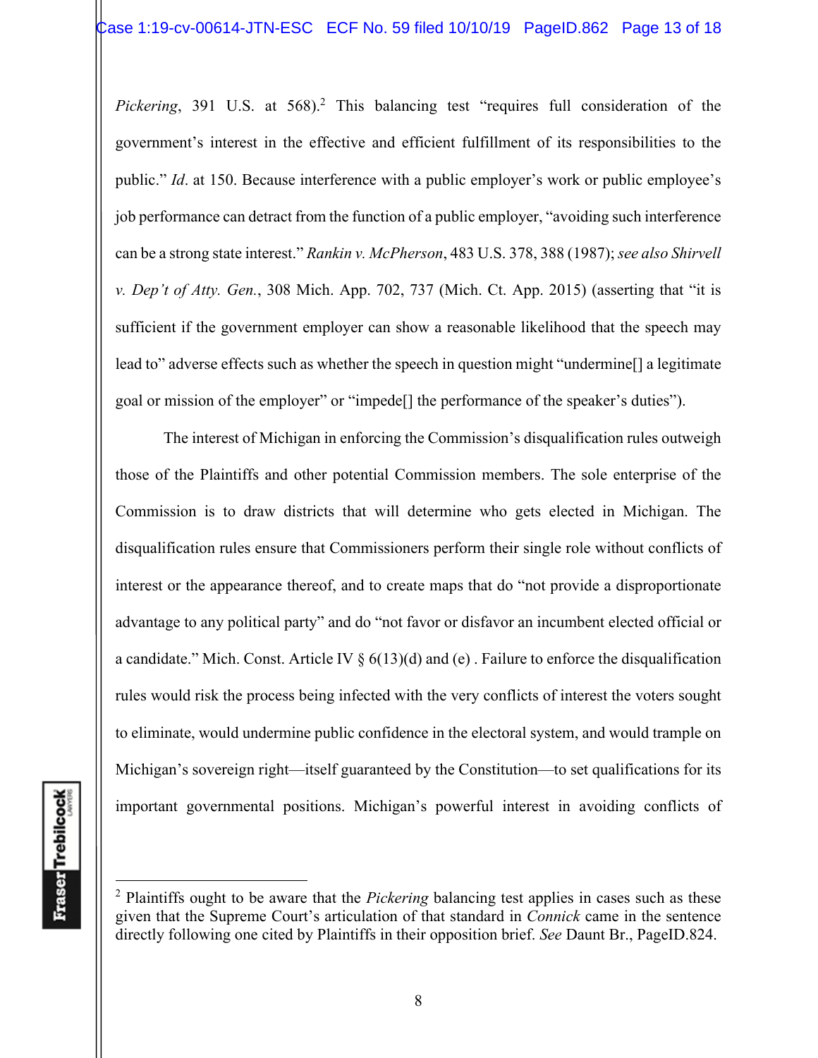*Pickering*, 391 U.S. at 568).[2] This balancing test "requires full consideration of the government's interest in the effective and efficient fulfillment of its responsibilities to the public." *Id*. at 150. Because interference with a public employer's work or public employee's job performance can detract from the function of a public employer, "avoiding such interference can be a strong state interest." *Rankin v. McPherson*, 483 U.S. 378, 388 (1987); *see also Shirvell v. Dep't of Atty. Gen.*, 308 Mich. App. 702, 737 (Mich. Ct. App. 2015) (asserting that "it is sufficient if the government employer can show a reasonable likelihood that the speech may lead to" adverse effects such as whether the speech in question might "undermine[] a legitimate goal or mission of the employer" or "impede[] the performance of the speaker's duties").

The interest of Michigan in enforcing the Commission's disqualification rules outweigh those of the Plaintiffs and other potential Commission members. The sole enterprise of the Commission is to draw districts that will determine who gets elected in Michigan. The disqualification rules ensure that Commissioners perform their single role without conflicts of interest or the appearance thereof, and to create maps that do "not provide a disproportionate advantage to any political party" and do "not favor or disfavor an incumbent elected official or a candidate." Mich. Const. Article IV § 6(13)(d) and (e) . Failure to enforce the disqualification rules would risk the process being infected with the very conflicts of interest the voters sought to eliminate, would undermine public confidence in the electoral system, and would trample on Michigan's sovereign right—itself guaranteed by the Constitution—to set qualifications for its important governmental positions. Michigan's powerful interest in avoiding conflicts of

---

[2] Plaintiffs ought to be aware that the *Pickering* balancing test applies in cases such as these given that the Supreme Court's articulation of that standard in *Connick* came in the sentence directly following one cited by Plaintiffs in their opposition brief. *See* Daunt Br., PageID.824.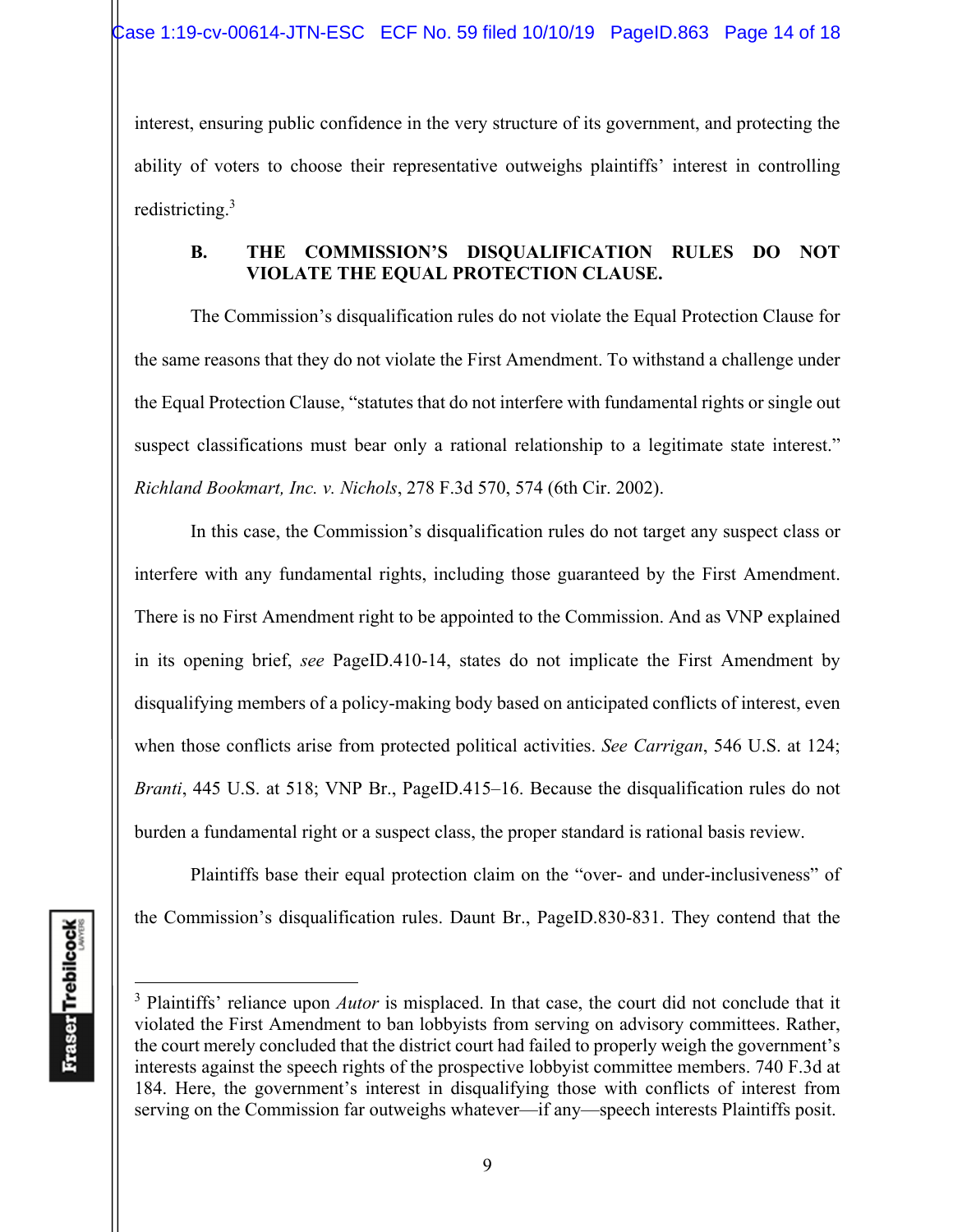interest, ensuring public confidence in the very structure of its government, and protecting the ability of voters to choose their representative outweighs plaintiffs' interest in controlling redistricting.[3]

### B. THE COMMISSION'S DISQUALIFICATION RULES DO NOT VIOLATE THE EQUAL PROTECTION CLAUSE.

The Commission's disqualification rules do not violate the Equal Protection Clause for the same reasons that they do not violate the First Amendment. To withstand a challenge under the Equal Protection Clause, "statutes that do not interfere with fundamental rights or single out suspect classifications must bear only a rational relationship to a legitimate state interest." *Richland Bookmart, Inc. v. Nichols*, 278 F.3d 570, 574 (6th Cir. 2002).

In this case, the Commission's disqualification rules do not target any suspect class or interfere with any fundamental rights, including those guaranteed by the First Amendment. There is no First Amendment right to be appointed to the Commission. And as VNP explained in its opening brief, *see* PageID.410-14, states do not implicate the First Amendment by disqualifying members of a policy-making body based on anticipated conflicts of interest, even when those conflicts arise from protected political activities. *See Carrigan*, 546 U.S. at 124; *Branti*, 445 U.S. at 518; VNP Br., PageID.415–16. Because the disqualification rules do not burden a fundamental right or a suspect class, the proper standard is rational basis review.

Plaintiffs base their equal protection claim on the "over- and under-inclusiveness" of the Commission's disqualification rules. Daunt Br., PageID.830-831. They contend that the

---

[3] Plaintiffs' reliance upon *Autor* is misplaced. In that case, the court did not conclude that it violated the First Amendment to ban lobbyists from serving on advisory committees. Rather, the court merely concluded that the district court had failed to properly weigh the government's interests against the speech rights of the prospective lobbyist committee members. 740 F.3d at 184. Here, the government's interest in disqualifying those with conflicts of interest from serving on the Commission far outweighs whatever—if any—speech interests Plaintiffs posit.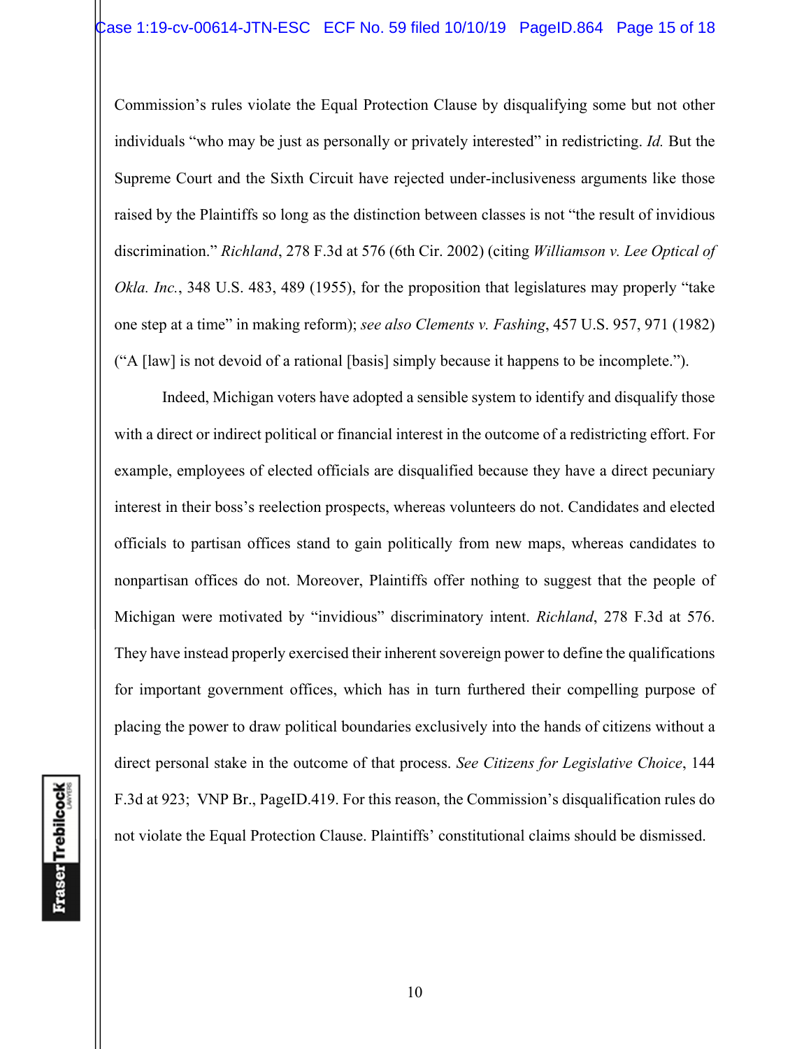Commission's rules violate the Equal Protection Clause by disqualifying some but not other individuals "who may be just as personally or privately interested" in redistricting. *Id.* But the Supreme Court and the Sixth Circuit have rejected under-inclusiveness arguments like those raised by the Plaintiffs so long as the distinction between classes is not "the result of invidious discrimination." *Richland*, 278 F.3d at 576 (6th Cir. 2002) (citing *Williamson v. Lee Optical of Okla. Inc.*, 348 U.S. 483, 489 (1955), for the proposition that legislatures may properly "take one step at a time" in making reform); *see also Clements v. Fashing*, 457 U.S. 957, 971 (1982) ("A [law] is not devoid of a rational [basis] simply because it happens to be incomplete.").

Indeed, Michigan voters have adopted a sensible system to identify and disqualify those with a direct or indirect political or financial interest in the outcome of a redistricting effort. For example, employees of elected officials are disqualified because they have a direct pecuniary interest in their boss's reelection prospects, whereas volunteers do not. Candidates and elected officials to partisan offices stand to gain politically from new maps, whereas candidates to nonpartisan offices do not. Moreover, Plaintiffs offer nothing to suggest that the people of Michigan were motivated by "invidious" discriminatory intent. *Richland*, 278 F.3d at 576. They have instead properly exercised their inherent sovereign power to define the qualifications for important government offices, which has in turn furthered their compelling purpose of placing the power to draw political boundaries exclusively into the hands of citizens without a direct personal stake in the outcome of that process. *See Citizens for Legislative Choice*, 144 F.3d at 923; VNP Br., PageID.419. For this reason, the Commission's disqualification rules do not violate the Equal Protection Clause. Plaintiffs' constitutional claims should be dismissed.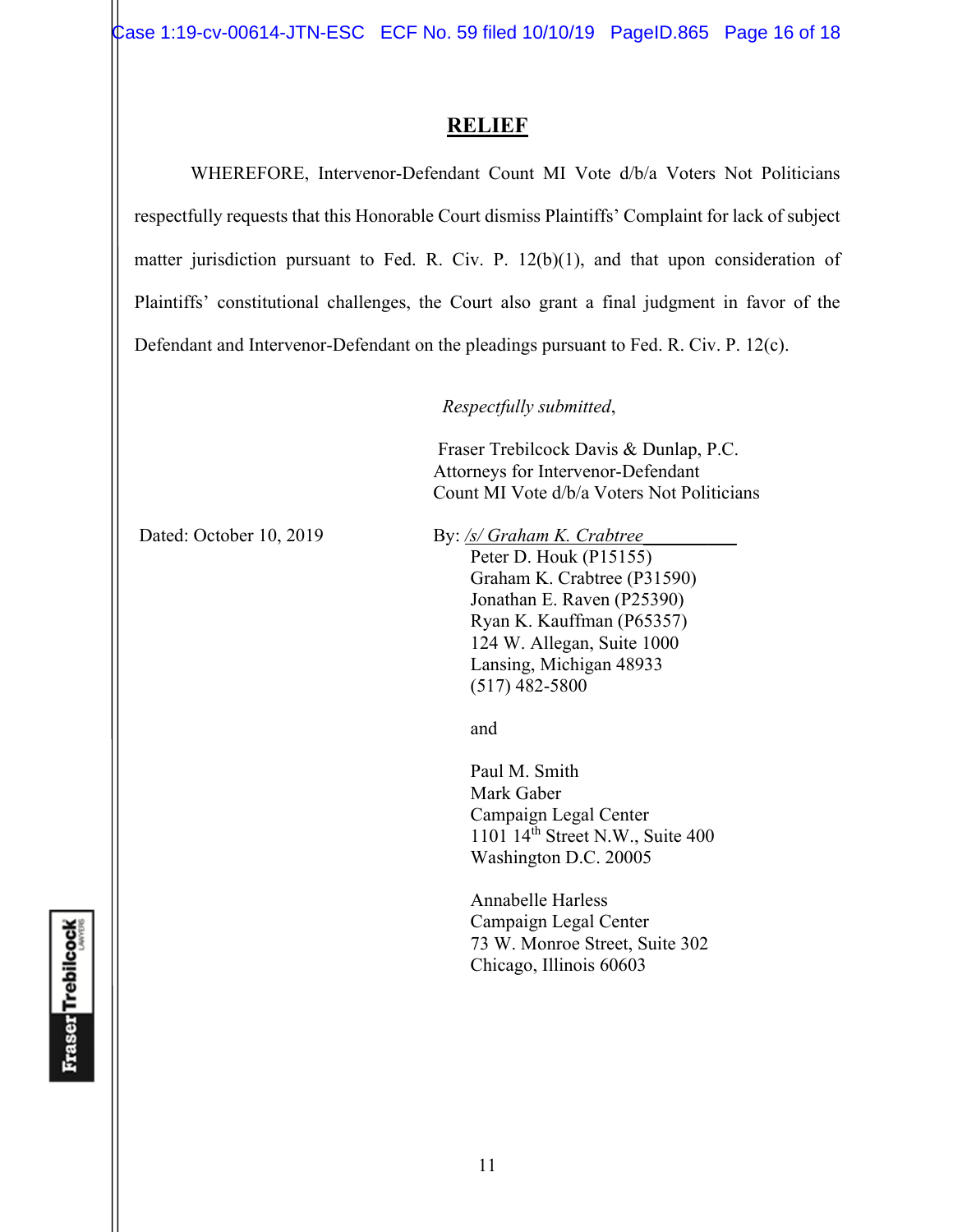## RELIEF

WHEREFORE, Intervenor-Defendant Count MI Vote d/b/a Voters Not Politicians respectfully requests that this Honorable Court dismiss Plaintiffs' Complaint for lack of subject matter jurisdiction pursuant to Fed. R. Civ. P. 12(b)(1), and that upon consideration of Plaintiffs' constitutional challenges, the Court also grant a final judgment in favor of the Defendant and Intervenor-Defendant on the pleadings pursuant to Fed. R. Civ. P. 12(c).

*Respectfully submitted*,

Fraser Trebilcock Davis & Dunlap, P.C.
Attorneys for Intervenor-Defendant
Count MI Vote d/b/a Voters Not Politicians

Dated: October 10, 2019

By: */s/ Graham K. Crabtree*
Peter D. Houk (P15155)
Graham K. Crabtree (P31590)
Jonathan E. Raven (P25390)
Ryan K. Kauffman (P65357)
124 W. Allegan, Suite 1000
Lansing, Michigan 48933
(517) 482-5800

and

Paul M. Smith
Mark Gaber
Campaign Legal Center
1101 14th Street N.W., Suite 400
Washington D.C. 20005

Annabelle Harless
Campaign Legal Center
73 W. Monroe Street, Suite 302
Chicago, Illinois 60603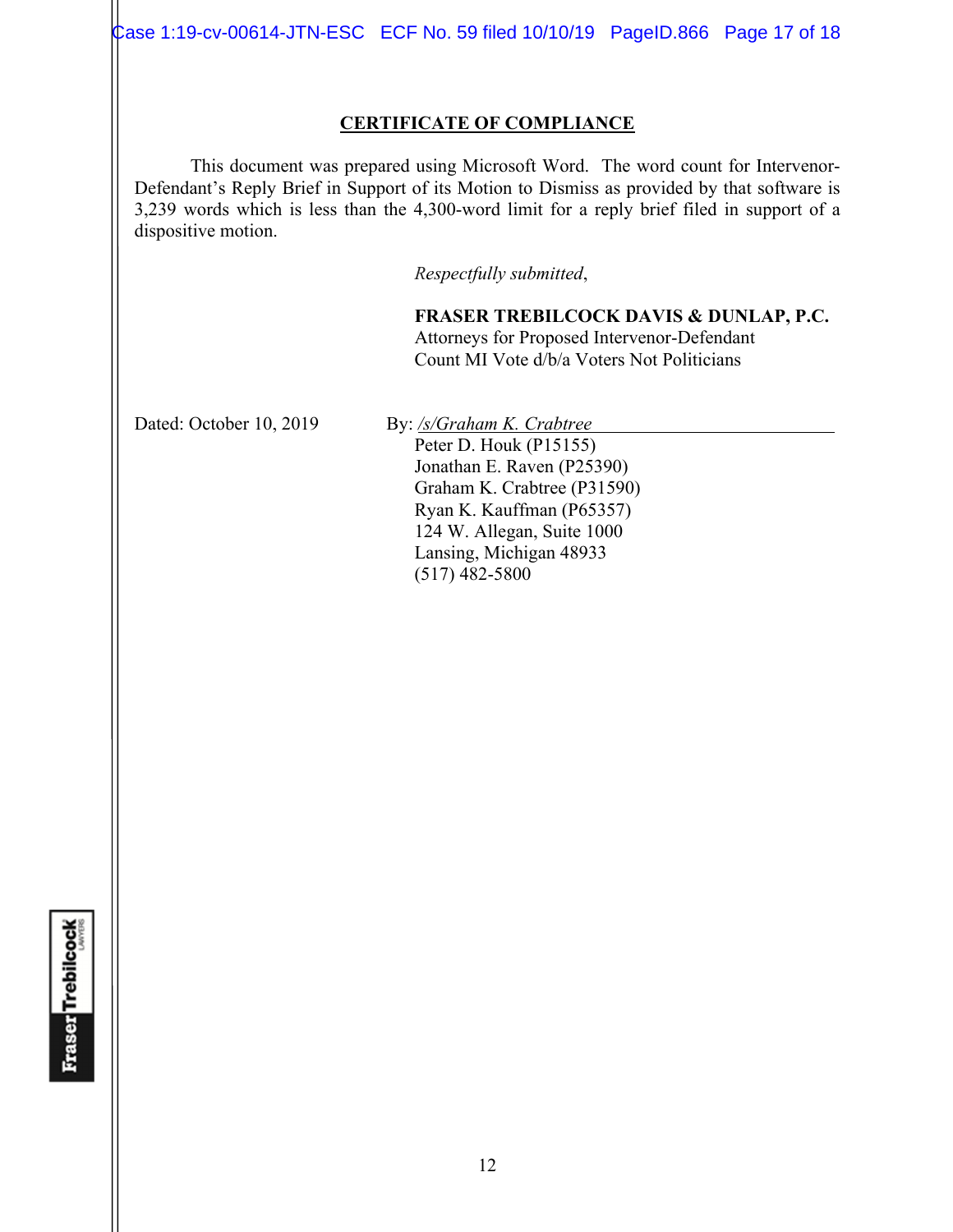## CERTIFICATE OF COMPLIANCE

This document was prepared using Microsoft Word. The word count for Intervenor-Defendant's Reply Brief in Support of its Motion to Dismiss as provided by that software is 3,239 words which is less than the 4,300-word limit for a reply brief filed in support of a dispositive motion.

*Respectfully submitted*,

**FRASER TREBILCOCK DAVIS & DUNLAP, P.C.**
Attorneys for Proposed Intervenor-Defendant
Count MI Vote d/b/a Voters Not Politicians

Dated: October 10, 2019

By: */s/Graham K. Crabtree*
Peter D. Houk (P15155)
Jonathan E. Raven (P25390)
Graham K. Crabtree (P31590)
Ryan K. Kauffman (P65357)
124 W. Allegan, Suite 1000
Lansing, Michigan 48933
(517) 482-5800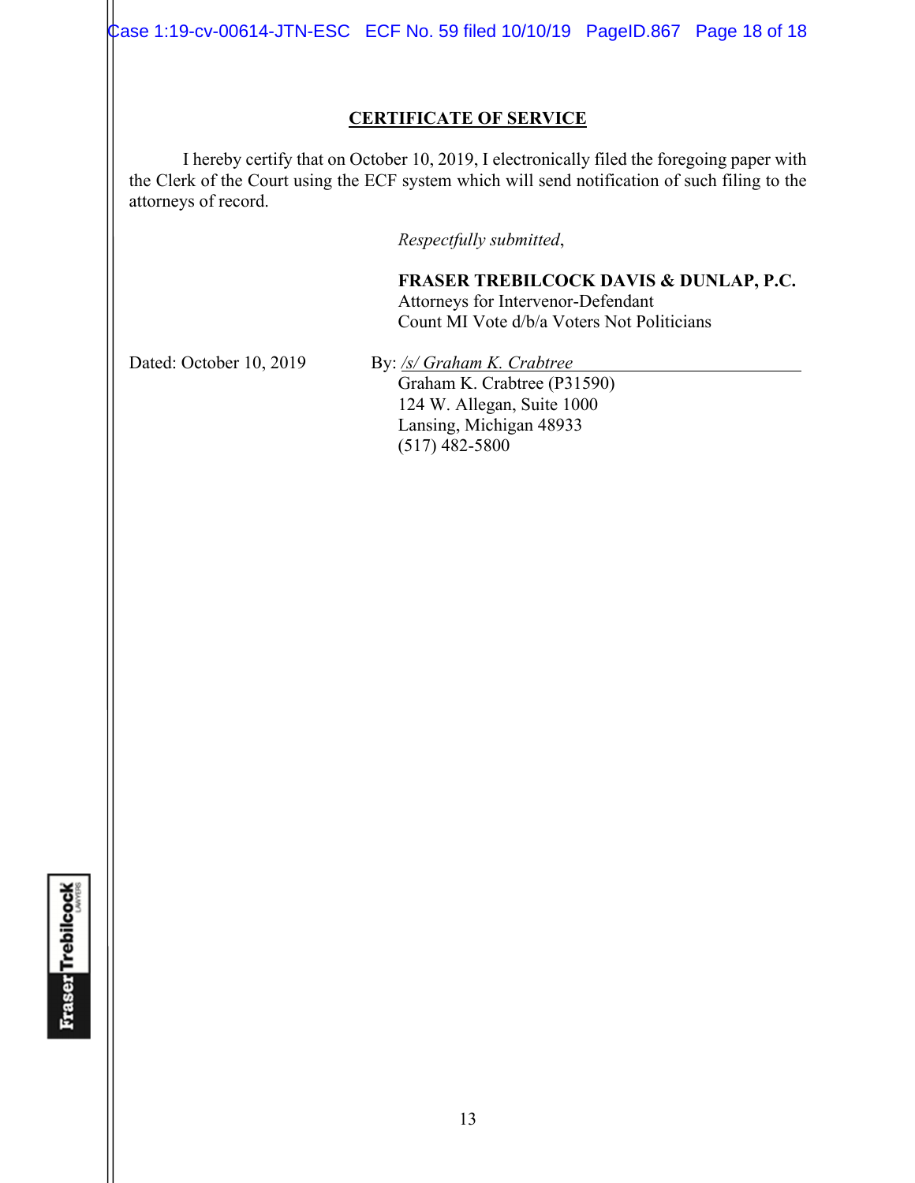## CERTIFICATE OF SERVICE

I hereby certify that on October 10, 2019, I electronically filed the foregoing paper with the Clerk of the Court using the ECF system which will send notification of such filing to the attorneys of record.

*Respectfully submitted*,

**FRASER TREBILCOCK DAVIS & DUNLAP, P.C.**
Attorneys for Intervenor-Defendant
Count MI Vote d/b/a Voters Not Politicians

Dated: October 10, 2019

By: */s/ Graham K. Crabtree*
Graham K. Crabtree (P31590)
124 W. Allegan, Suite 1000
Lansing, Michigan 48933
(517) 482-5800